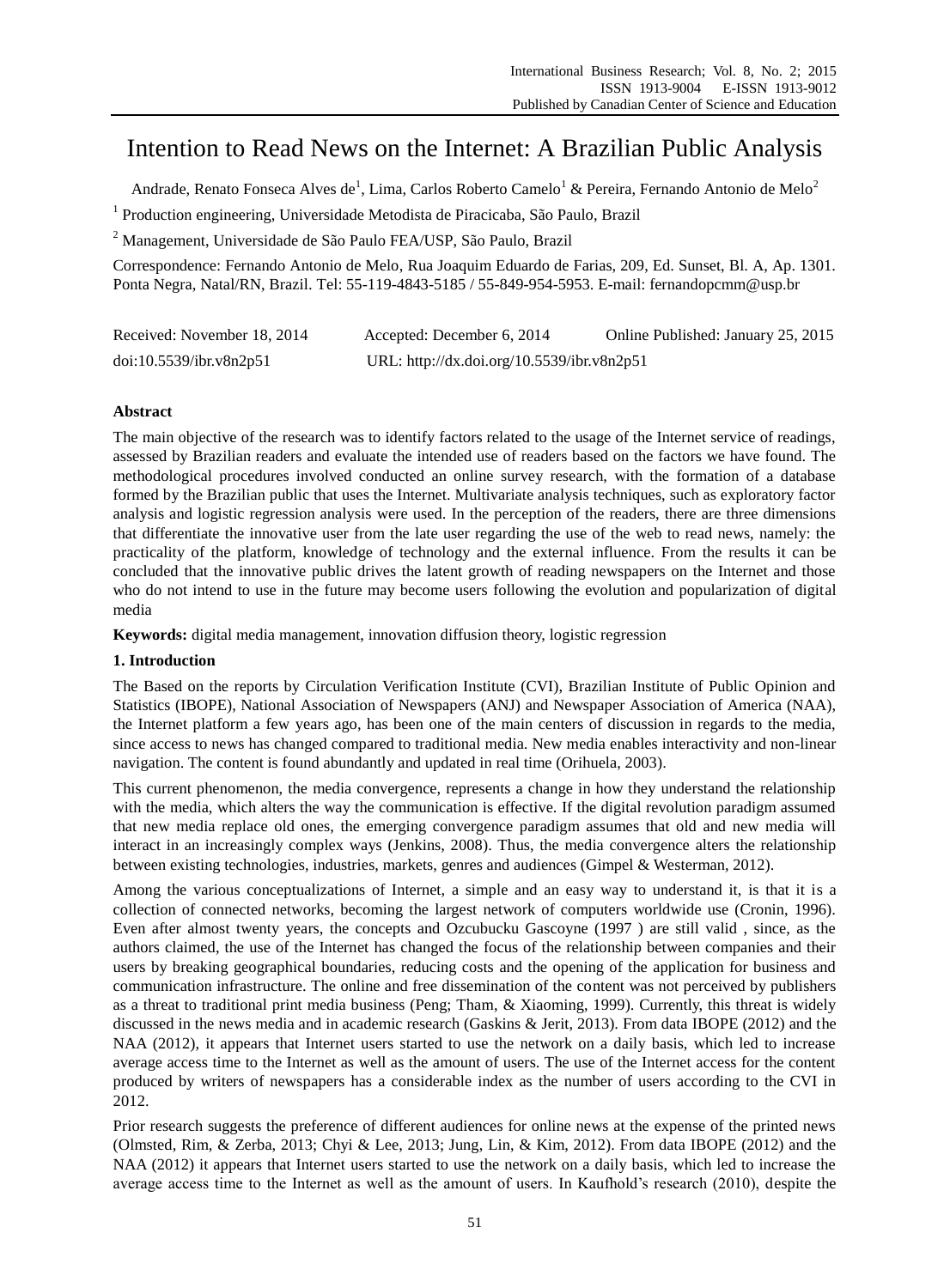# Intention to Read News on the Internet: A Brazilian Public Analysis

Andrade, Renato Fonseca Alves de[1], Lima, Carlos Roberto Camelo[1] & Pereira, Fernando Antonio de Melo[2]

[1] Production engineering, Universidade Metodista de Piracicaba, São Paulo, Brazil

[2] Management, Universidade de São Paulo FEA/USP, São Paulo, Brazil

Correspondence: Fernando Antonio de Melo, Rua Joaquim Eduardo de Farias, 209, Ed. Sunset, Bl. A, Ap. 1301. Ponta Negra, Natal/RN, Brazil. Tel: 55-119-4843-5185 / 55-849-954-5953. E-mail: fernandopcmm@usp.br

Received: November 18, 2014 Accepted: December 6, 2014 Online Published: January 25, 2015

doi:10.5539/ibr.v8n2p51 URL: http://dx.doi.org/10.5539/ibr.v8n2p51

## Abstract

The main objective of the research was to identify factors related to the usage of the Internet service of readings, assessed by Brazilian readers and evaluate the intended use of readers based on the factors we have found. The methodological procedures involved conducted an online survey research, with the formation of a database formed by the Brazilian public that uses the Internet. Multivariate analysis techniques, such as exploratory factor analysis and logistic regression analysis were used. In the perception of the readers, there are three dimensions that differentiate the innovative user from the late user regarding the use of the web to read news, namely: the practicality of the platform, knowledge of technology and the external influence. From the results it can be concluded that the innovative public drives the latent growth of reading newspapers on the Internet and those who do not intend to use in the future may become users following the evolution and popularization of digital media

**Keywords:** digital media management, innovation diffusion theory, logistic regression

## 1. Introduction

The Based on the reports by Circulation Verification Institute (CVI), Brazilian Institute of Public Opinion and Statistics (IBOPE), National Association of Newspapers (ANJ) and Newspaper Association of America (NAA), the Internet platform a few years ago, has been one of the main centers of discussion in regards to the media, since access to news has changed compared to traditional media. New media enables interactivity and non-linear navigation. The content is found abundantly and updated in real time (Orihuela, 2003).

This current phenomenon, the media convergence, represents a change in how they understand the relationship with the media, which alters the way the communication is effective. If the digital revolution paradigm assumed that new media replace old ones, the emerging convergence paradigm assumes that old and new media will interact in an increasingly complex ways (Jenkins, 2008). Thus, the media convergence alters the relationship between existing technologies, industries, markets, genres and audiences (Gimpel & Westerman, 2012).

Among the various conceptualizations of Internet, a simple and an easy way to understand it, is that it is a collection of connected networks, becoming the largest network of computers worldwide use (Cronin, 1996). Even after almost twenty years, the concepts and Ozcubucku Gascoyne (1997 ) are still valid , since, as the authors claimed, the use of the Internet has changed the focus of the relationship between companies and their users by breaking geographical boundaries, reducing costs and the opening of the application for business and communication infrastructure. The online and free dissemination of the content was not perceived by publishers as a threat to traditional print media business (Peng; Tham, & Xiaoming, 1999). Currently, this threat is widely discussed in the news media and in academic research (Gaskins & Jerit, 2013). From data IBOPE (2012) and the NAA (2012), it appears that Internet users started to use the network on a daily basis, which led to increase average access time to the Internet as well as the amount of users. The use of the Internet access for the content produced by writers of newspapers has a considerable index as the number of users according to the CVI in 2012.

Prior research suggests the preference of different audiences for online news at the expense of the printed news (Olmsted, Rim, & Zerba, 2013; Chyi & Lee, 2013; Jung, Lin, & Kim, 2012). From data IBOPE (2012) and the NAA (2012) it appears that Internet users started to use the network on a daily basis, which led to increase the average access time to the Internet as well as the amount of users. In Kaufhold's research (2010), despite the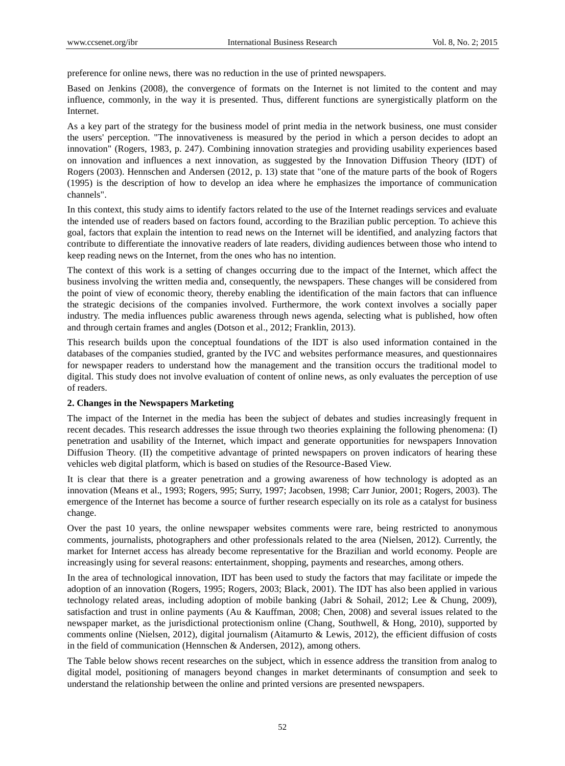preference for online news, there was no reduction in the use of printed newspapers.

Based on Jenkins (2008), the convergence of formats on the Internet is not limited to the content and may influence, commonly, in the way it is presented. Thus, different functions are synergistically platform on the Internet.

As a key part of the strategy for the business model of print media in the network business, one must consider the users' perception. "The innovativeness is measured by the period in which a person decides to adopt an innovation" (Rogers, 1983, p. 247). Combining innovation strategies and providing usability experiences based on innovation and influences a next innovation, as suggested by the Innovation Diffusion Theory (IDT) of Rogers (2003). Hennschen and Andersen (2012, p. 13) state that "one of the mature parts of the book of Rogers (1995) is the description of how to develop an idea where he emphasizes the importance of communication channels".

In this context, this study aims to identify factors related to the use of the Internet readings services and evaluate the intended use of readers based on factors found, according to the Brazilian public perception. To achieve this goal, factors that explain the intention to read news on the Internet will be identified, and analyzing factors that contribute to differentiate the innovative readers of late readers, dividing audiences between those who intend to keep reading news on the Internet, from the ones who has no intention.

The context of this work is a setting of changes occurring due to the impact of the Internet, which affect the business involving the written media and, consequently, the newspapers. These changes will be considered from the point of view of economic theory, thereby enabling the identification of the main factors that can influence the strategic decisions of the companies involved. Furthermore, the work context involves a socially paper industry. The media influences public awareness through news agenda, selecting what is published, how often and through certain frames and angles (Dotson et al., 2012; Franklin, 2013).

This research builds upon the conceptual foundations of the IDT is also used information contained in the databases of the companies studied, granted by the IVC and websites performance measures, and questionnaires for newspaper readers to understand how the management and the transition occurs the traditional model to digital. This study does not involve evaluation of content of online news, as only evaluates the perception of use of readers.

## 2. Changes in the Newspapers Marketing

The impact of the Internet in the media has been the subject of debates and studies increasingly frequent in recent decades. This research addresses the issue through two theories explaining the following phenomena: (I) penetration and usability of the Internet, which impact and generate opportunities for newspapers Innovation Diffusion Theory. (II) the competitive advantage of printed newspapers on proven indicators of hearing these vehicles web digital platform, which is based on studies of the Resource-Based View.

It is clear that there is a greater penetration and a growing awareness of how technology is adopted as an innovation (Means et al., 1993; Rogers, 995; Surry, 1997; Jacobsen, 1998; Carr Junior, 2001; Rogers, 2003). The emergence of the Internet has become a source of further research especially on its role as a catalyst for business change.

Over the past 10 years, the online newspaper websites comments were rare, being restricted to anonymous comments, journalists, photographers and other professionals related to the area (Nielsen, 2012). Currently, the market for Internet access has already become representative for the Brazilian and world economy. People are increasingly using for several reasons: entertainment, shopping, payments and researches, among others.

In the area of technological innovation, IDT has been used to study the factors that may facilitate or impede the adoption of an innovation (Rogers, 1995; Rogers, 2003; Black, 2001). The IDT has also been applied in various technology related areas, including adoption of mobile banking (Jabri & Sohail, 2012; Lee & Chung, 2009), satisfaction and trust in online payments (Au & Kauffman, 2008; Chen, 2008) and several issues related to the newspaper market, as the jurisdictional protectionism online (Chang, Southwell, & Hong, 2010), supported by comments online (Nielsen, 2012), digital journalism (Aitamurto & Lewis, 2012), the efficient diffusion of costs in the field of communication (Hennschen & Andersen, 2012), among others.

The Table below shows recent researches on the subject, which in essence address the transition from analog to digital model, positioning of managers beyond changes in market determinants of consumption and seek to understand the relationship between the online and printed versions are presented newspapers.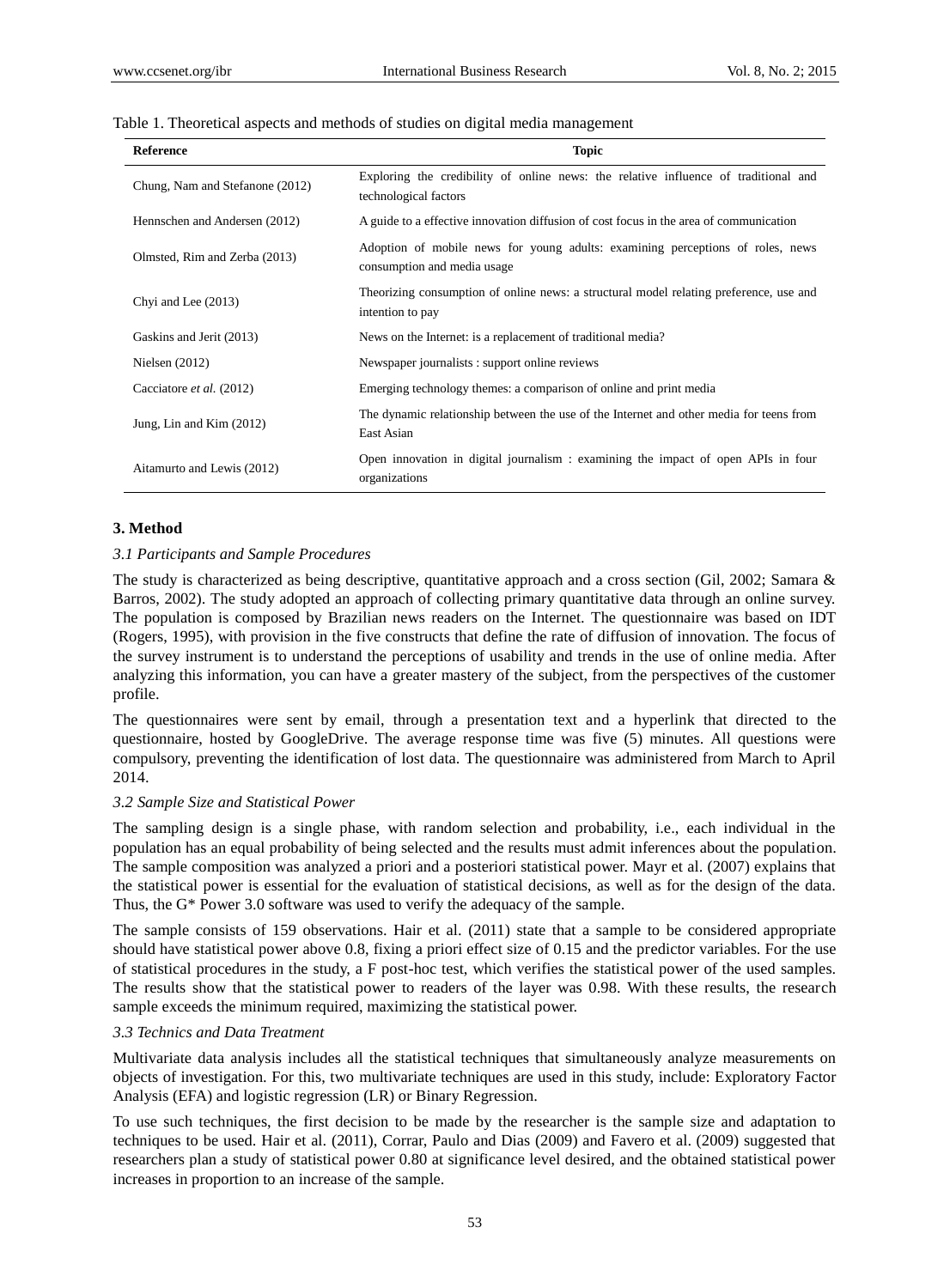Table 1. Theoretical aspects and methods of studies on digital media management

| Reference | Topic |
|---|---|
| Chung, Nam and Stefanone (2012) | Exploring the credibility of online news: the relative influence of traditional and technological factors |
| Hennschen and Andersen (2012) | A guide to a effective innovation diffusion of cost focus in the area of communication |
| Olmsted, Rim and Zerba (2013) | Adoption of mobile news for young adults: examining perceptions of roles, news consumption and media usage |
| Chyi and Lee (2013) | Theorizing consumption of online news: a structural model relating preference, use and intention to pay |
| Gaskins and Jerit (2013) | News on the Internet: is a replacement of traditional media? |
| Nielsen (2012) | Newspaper journalists : support online reviews |
| Cacciatore *et al.* (2012) | Emerging technology themes: a comparison of online and print media |
| Jung, Lin and Kim (2012) | The dynamic relationship between the use of the Internet and other media for teens from East Asian |
| Aitamurto and Lewis (2012) | Open innovation in digital journalism : examining the impact of open APIs in four organizations |

## 3. Method

### *3.1 Participants and Sample Procedures*

The study is characterized as being descriptive, quantitative approach and a cross section (Gil, 2002; Samara & Barros, 2002). The study adopted an approach of collecting primary quantitative data through an online survey. The population is composed by Brazilian news readers on the Internet. The questionnaire was based on IDT (Rogers, 1995), with provision in the five constructs that define the rate of diffusion of innovation. The focus of the survey instrument is to understand the perceptions of usability and trends in the use of online media. After analyzing this information, you can have a greater mastery of the subject, from the perspectives of the customer profile.

The questionnaires were sent by email, through a presentation text and a hyperlink that directed to the questionnaire, hosted by GoogleDrive. The average response time was five (5) minutes. All questions were compulsory, preventing the identification of lost data. The questionnaire was administered from March to April 2014.

### *3.2 Sample Size and Statistical Power*

The sampling design is a single phase, with random selection and probability, i.e., each individual in the population has an equal probability of being selected and the results must admit inferences about the population. The sample composition was analyzed a priori and a posteriori statistical power. Mayr et al. (2007) explains that the statistical power is essential for the evaluation of statistical decisions, as well as for the design of the data. Thus, the G* Power 3.0 software was used to verify the adequacy of the sample.

The sample consists of 159 observations. Hair et al. (2011) state that a sample to be considered appropriate should have statistical power above 0.8, fixing a priori effect size of 0.15 and the predictor variables. For the use of statistical procedures in the study, a F post-hoc test, which verifies the statistical power of the used samples. The results show that the statistical power to readers of the layer was 0.98. With these results, the research sample exceeds the minimum required, maximizing the statistical power.

### *3.3 Technics and Data Treatment*

Multivariate data analysis includes all the statistical techniques that simultaneously analyze measurements on objects of investigation. For this, two multivariate techniques are used in this study, include: Exploratory Factor Analysis (EFA) and logistic regression (LR) or Binary Regression.

To use such techniques, the first decision to be made by the researcher is the sample size and adaptation to techniques to be used. Hair et al. (2011), Corrar, Paulo and Dias (2009) and Favero et al. (2009) suggested that researchers plan a study of statistical power 0.80 at significance level desired, and the obtained statistical power increases in proportion to an increase of the sample.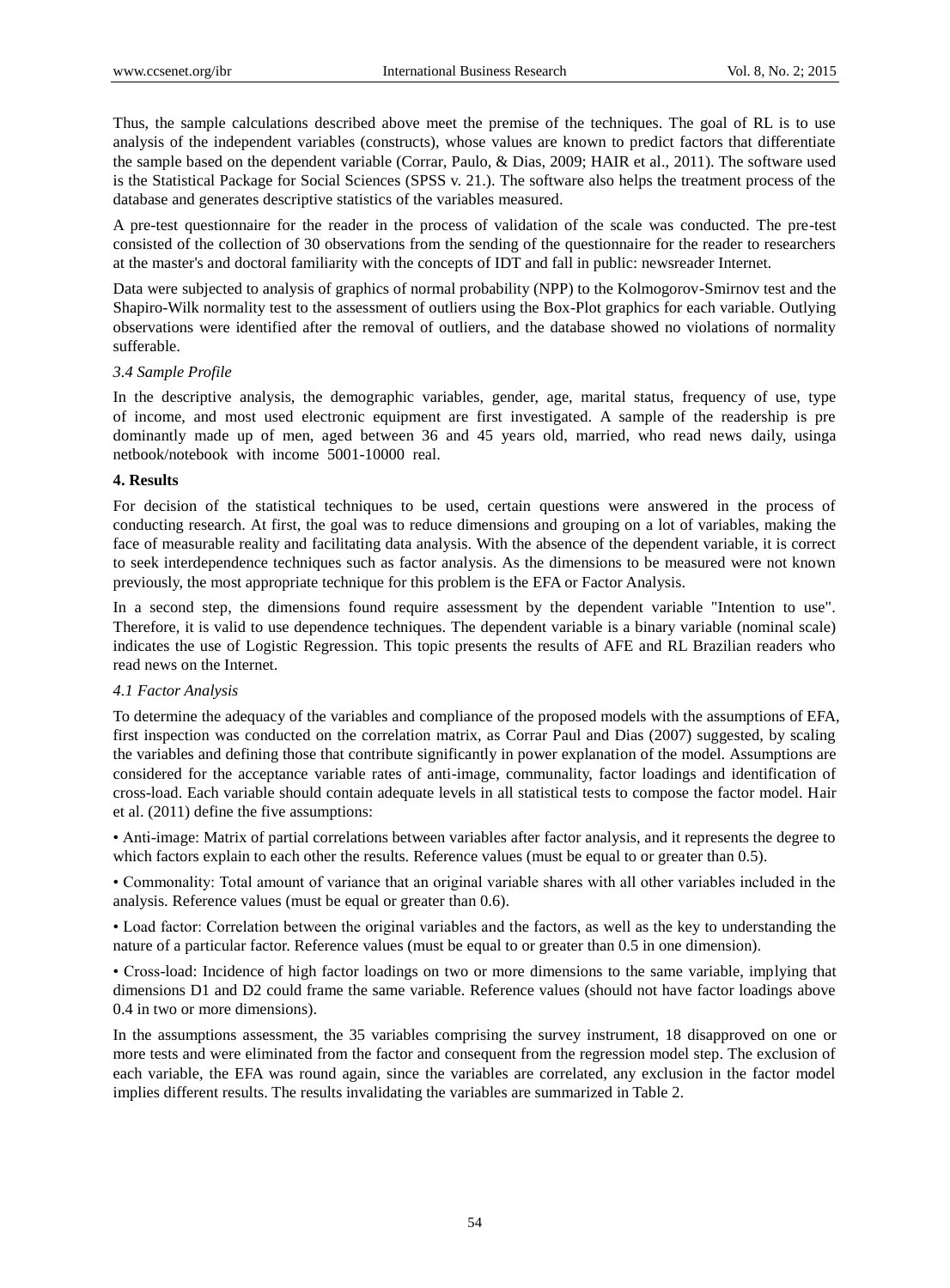Thus, the sample calculations described above meet the premise of the techniques. The goal of RL is to use analysis of the independent variables (constructs), whose values are known to predict factors that differentiate the sample based on the dependent variable (Corrar, Paulo, & Dias, 2009; HAIR et al., 2011). The software used is the Statistical Package for Social Sciences (SPSS v. 21.). The software also helps the treatment process of the database and generates descriptive statistics of the variables measured.

A pre-test questionnaire for the reader in the process of validation of the scale was conducted. The pre-test consisted of the collection of 30 observations from the sending of the questionnaire for the reader to researchers at the master's and doctoral familiarity with the concepts of IDT and fall in public: newsreader Internet.

Data were subjected to analysis of graphics of normal probability (NPP) to the Kolmogorov-Smirnov test and the Shapiro-Wilk normality test to the assessment of outliers using the Box-Plot graphics for each variable. Outlying observations were identified after the removal of outliers, and the database showed no violations of normality sufferable.

*3.4 Sample Profile*

In the descriptive analysis, the demographic variables, gender, age, marital status, frequency of use, type of income, and most used electronic equipment are first investigated. A sample of the readership is pre dominantly made up of men, aged between 36 and 45 years old, married, who read news daily, usinga netbook/notebook with income 5001-10000 real.

**4. Results**

For decision of the statistical techniques to be used, certain questions were answered in the process of conducting research. At first, the goal was to reduce dimensions and grouping on a lot of variables, making the face of measurable reality and facilitating data analysis. With the absence of the dependent variable, it is correct to seek interdependence techniques such as factor analysis. As the dimensions to be measured were not known previously, the most appropriate technique for this problem is the EFA or Factor Analysis.

In a second step, the dimensions found require assessment by the dependent variable "Intention to use". Therefore, it is valid to use dependence techniques. The dependent variable is a binary variable (nominal scale) indicates the use of Logistic Regression. This topic presents the results of AFE and RL Brazilian readers who read news on the Internet.

*4.1 Factor Analysis*

To determine the adequacy of the variables and compliance of the proposed models with the assumptions of EFA, first inspection was conducted on the correlation matrix, as Corrar Paul and Dias (2007) suggested, by scaling the variables and defining those that contribute significantly in power explanation of the model. Assumptions are considered for the acceptance variable rates of anti-image, communality, factor loadings and identification of cross-load. Each variable should contain adequate levels in all statistical tests to compose the factor model. Hair et al. (2011) define the five assumptions:

• Anti-image: Matrix of partial correlations between variables after factor analysis, and it represents the degree to which factors explain to each other the results. Reference values (must be equal to or greater than 0.5).

• Commonality: Total amount of variance that an original variable shares with all other variables included in the analysis. Reference values (must be equal or greater than 0.6).

• Load factor: Correlation between the original variables and the factors, as well as the key to understanding the nature of a particular factor. Reference values (must be equal to or greater than 0.5 in one dimension).

• Cross-load: Incidence of high factor loadings on two or more dimensions to the same variable, implying that dimensions D1 and D2 could frame the same variable. Reference values (should not have factor loadings above 0.4 in two or more dimensions).

In the assumptions assessment, the 35 variables comprising the survey instrument, 18 disapproved on one or more tests and were eliminated from the factor and consequent from the regression model step. The exclusion of each variable, the EFA was round again, since the variables are correlated, any exclusion in the factor model implies different results. The results invalidating the variables are summarized in Table 2.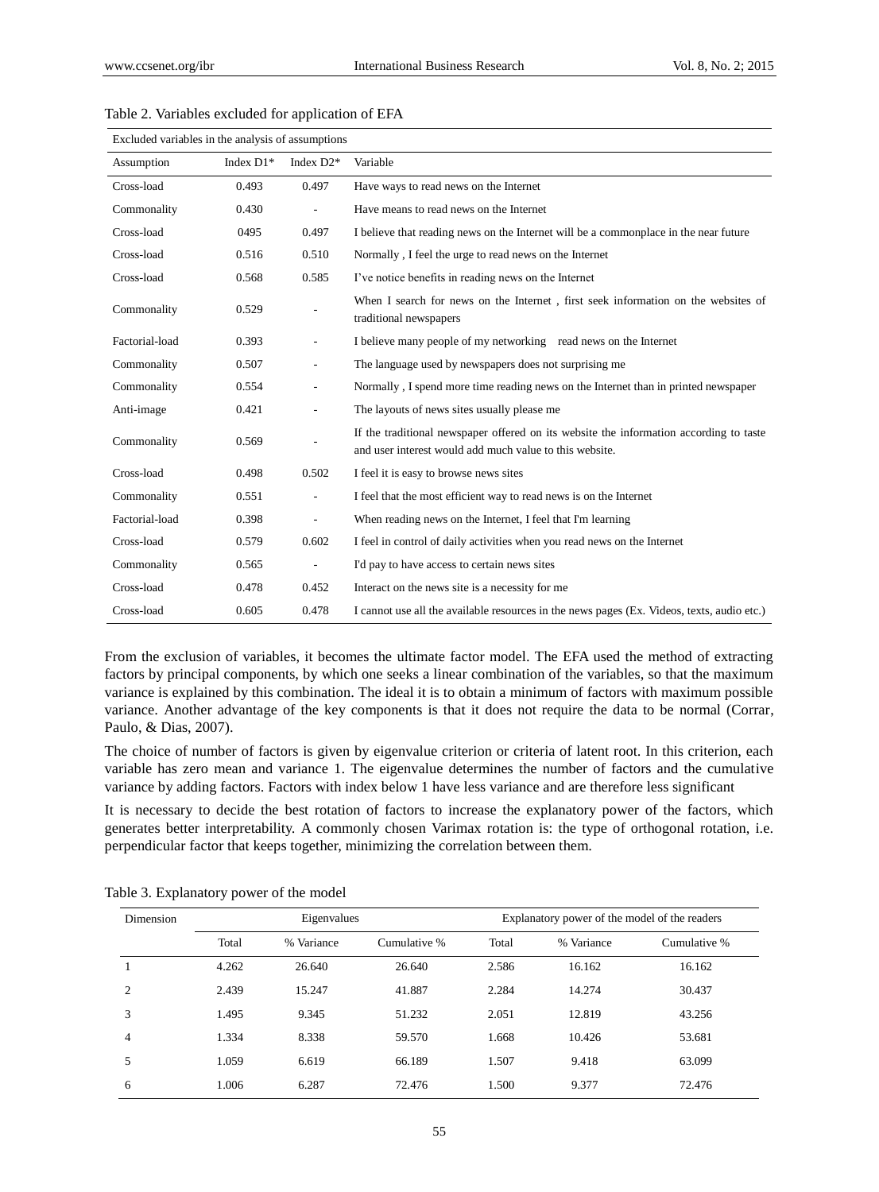Table 2. Variables excluded for application of EFA

| Excluded variables in the analysis of assumptions | | | |
|---|---|---|---|
| Assumption | Index D1* | Index D2* | Variable |
| Cross-load | 0.493 | 0.497 | Have ways to read news on the Internet |
| Commonality | 0.430 | - | Have means to read news on the Internet |
| Cross-load | 0495 | 0.497 | I believe that reading news on the Internet will be a commonplace in the near future |
| Cross-load | 0.516 | 0.510 | Normally , I feel the urge to read news on the Internet |
| Cross-load | 0.568 | 0.585 | I've notice benefits in reading news on the Internet |
| Commonality | 0.529 | - | When I search for news on the Internet , first seek information on the websites of traditional newspapers |
| Factorial-load | 0.393 | - | I believe many people of my networking read news on the Internet |
| Commonality | 0.507 | - | The language used by newspapers does not surprising me |
| Commonality | 0.554 | - | Normally , I spend more time reading news on the Internet than in printed newspaper |
| Anti-image | 0.421 | - | The layouts of news sites usually please me |
| Commonality | 0.569 | - | If the traditional newspaper offered on its website the information according to taste and user interest would add much value to this website. |
| Cross-load | 0.498 | 0.502 | I feel it is easy to browse news sites |
| Commonality | 0.551 | - | I feel that the most efficient way to read news is on the Internet |
| Factorial-load | 0.398 | - | When reading news on the Internet, I feel that I'm learning |
| Cross-load | 0.579 | 0.602 | I feel in control of daily activities when you read news on the Internet |
| Commonality | 0.565 | - | I'd pay to have access to certain news sites |
| Cross-load | 0.478 | 0.452 | Interact on the news site is a necessity for me |
| Cross-load | 0.605 | 0.478 | I cannot use all the available resources in the news pages (Ex. Videos, texts, audio etc.) |

From the exclusion of variables, it becomes the ultimate factor model. The EFA used the method of extracting factors by principal components, by which one seeks a linear combination of the variables, so that the maximum variance is explained by this combination. The ideal it is to obtain a minimum of factors with maximum possible variance. Another advantage of the key components is that it does not require the data to be normal (Corrar, Paulo, & Dias, 2007).

The choice of number of factors is given by eigenvalue criterion or criteria of latent root. In this criterion, each variable has zero mean and variance 1. The eigenvalue determines the number of factors and the cumulative variance by adding factors. Factors with index below 1 have less variance and are therefore less significant

It is necessary to decide the best rotation of factors to increase the explanatory power of the factors, which generates better interpretability. A commonly chosen Varimax rotation is: the type of orthogonal rotation, i.e. perpendicular factor that keeps together, minimizing the correlation between them.

Table 3. Explanatory power of the model

| Dimension | Eigenvalues | | | Explanatory power of the model of the readers | | |
|---|---|---|---|---|---|---|
| | Total | % Variance | Cumulative % | Total | % Variance | Cumulative % |
| 1 | 4.262 | 26.640 | 26.640 | 2.586 | 16.162 | 16.162 |
| 2 | 2.439 | 15.247 | 41.887 | 2.284 | 14.274 | 30.437 |
| 3 | 1.495 | 9.345 | 51.232 | 2.051 | 12.819 | 43.256 |
| 4 | 1.334 | 8.338 | 59.570 | 1.668 | 10.426 | 53.681 |
| 5 | 1.059 | 6.619 | 66.189 | 1.507 | 9.418 | 63.099 |
| 6 | 1.006 | 6.287 | 72.476 | 1.500 | 9.377 | 72.476 |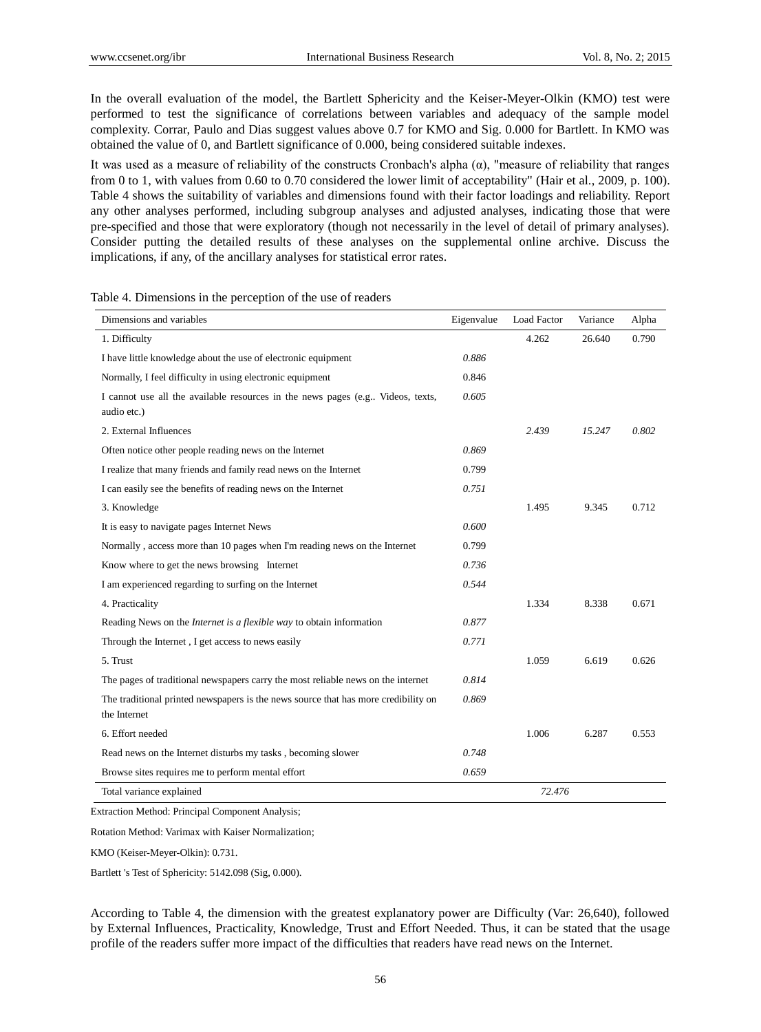In the overall evaluation of the model, the Bartlett Sphericity and the Keiser-Meyer-Olkin (KMO) test were performed to test the significance of correlations between variables and adequacy of the sample model complexity. Corrar, Paulo and Dias suggest values above 0.7 for KMO and Sig. 0.000 for Bartlett. In KMO was obtained the value of 0, and Bartlett significance of 0.000, being considered suitable indexes.

It was used as a measure of reliability of the constructs Cronbach's alpha (α), "measure of reliability that ranges from 0 to 1, with values from 0.60 to 0.70 considered the lower limit of acceptability" (Hair et al., 2009, p. 100). Table 4 shows the suitability of variables and dimensions found with their factor loadings and reliability. Report any other analyses performed, including subgroup analyses and adjusted analyses, indicating those that were pre-specified and those that were exploratory (though not necessarily in the level of detail of primary analyses). Consider putting the detailed results of these analyses on the supplemental online archive. Discuss the implications, if any, of the ancillary analyses for statistical error rates.

Table 4. Dimensions in the perception of the use of readers

| Dimensions and variables | Eigenvalue | Load Factor | Variance | Alpha |
|---|---|---|---|---|
| 1. Difficulty | | 4.262 | 26.640 | 0.790 |
| I have little knowledge about the use of electronic equipment | *0.886* | | | |
| Normally, I feel difficulty in using electronic equipment | 0.846 | | | |
| I cannot use all the available resources in the news pages (e.g.. Videos, texts, audio etc.) | *0.605* | | | |
| 2. External Influences | | *2.439* | *15.247* | *0.802* |
| Often notice other people reading news on the Internet | *0.869* | | | |
| I realize that many friends and family read news on the Internet | 0.799 | | | |
| I can easily see the benefits of reading news on the Internet | *0.751* | | | |
| 3. Knowledge | | 1.495 | 9.345 | 0.712 |
| It is easy to navigate pages Internet News | *0.600* | | | |
| Normally , access more than 10 pages when I'm reading news on the Internet | 0.799 | | | |
| Know where to get the news browsing Internet | *0.736* | | | |
| I am experienced regarding to surfing on the Internet | *0.544* | | | |
| 4. Practicality | | 1.334 | 8.338 | 0.671 |
| Reading News on the *Internet is a flexible way* to obtain information | *0.877* | | | |
| Through the Internet , I get access to news easily | *0.771* | | | |
| 5. Trust | | 1.059 | 6.619 | 0.626 |
| The pages of traditional newspapers carry the most reliable news on the internet | *0.814* | | | |
| The traditional printed newspapers is the news source that has more credibility on the Internet | *0.869* | | | |
| 6. Effort needed | | 1.006 | 6.287 | 0.553 |
| Read news on the Internet disturbs my tasks , becoming slower | *0.748* | | | |
| Browse sites requires me to perform mental effort | *0.659* | | | |
| Total variance explained | | *72.476* | | |

Extraction Method: Principal Component Analysis;

Rotation Method: Varimax with Kaiser Normalization;

KMO (Keiser-Meyer-Olkin): 0.731.

Bartlett 's Test of Sphericity: 5142.098 (Sig, 0.000).

According to Table 4, the dimension with the greatest explanatory power are Difficulty (Var: 26,640), followed by External Influences, Practicality, Knowledge, Trust and Effort Needed. Thus, it can be stated that the usage profile of the readers suffer more impact of the difficulties that readers have read news on the Internet.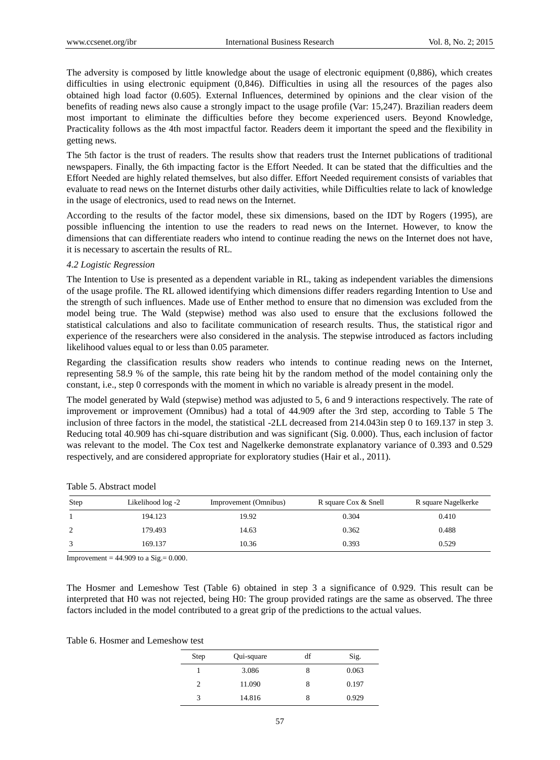The adversity is composed by little knowledge about the usage of electronic equipment (0,886), which creates difficulties in using electronic equipment (0,846). Difficulties in using all the resources of the pages also obtained high load factor (0.605). External Influences, determined by opinions and the clear vision of the benefits of reading news also cause a strongly impact to the usage profile (Var: 15,247). Brazilian readers deem most important to eliminate the difficulties before they become experienced users. Beyond Knowledge, Practicality follows as the 4th most impactful factor. Readers deem it important the speed and the flexibility in getting news.

The 5th factor is the trust of readers. The results show that readers trust the Internet publications of traditional newspapers. Finally, the 6th impacting factor is the Effort Needed. It can be stated that the difficulties and the Effort Needed are highly related themselves, but also differ. Effort Needed requirement consists of variables that evaluate to read news on the Internet disturbs other daily activities, while Difficulties relate to lack of knowledge in the usage of electronics, used to read news on the Internet.

According to the results of the factor model, these six dimensions, based on the IDT by Rogers (1995), are possible influencing the intention to use the readers to read news on the Internet. However, to know the dimensions that can differentiate readers who intend to continue reading the news on the Internet does not have, it is necessary to ascertain the results of RL.

### *4.2 Logistic Regression*

The Intention to Use is presented as a dependent variable in RL, taking as independent variables the dimensions of the usage profile. The RL allowed identifying which dimensions differ readers regarding Intention to Use and the strength of such influences. Made use of Enther method to ensure that no dimension was excluded from the model being true. The Wald (stepwise) method was also used to ensure that the exclusions followed the statistical calculations and also to facilitate communication of research results. Thus, the statistical rigor and experience of the researchers were also considered in the analysis. The stepwise introduced as factors including likelihood values equal to or less than 0.05 parameter.

Regarding the classification results show readers who intends to continue reading news on the Internet, representing 58.9 % of the sample, this rate being hit by the random method of the model containing only the constant, i.e., step 0 corresponds with the moment in which no variable is already present in the model.

The model generated by Wald (stepwise) method was adjusted to 5, 6 and 9 interactions respectively. The rate of improvement or improvement (Omnibus) had a total of 44.909 after the 3rd step, according to Table 5 The inclusion of three factors in the model, the statistical -2LL decreased from 214.043in step 0 to 169.137 in step 3. Reducing total 40.909 has chi-square distribution and was significant (Sig. 0.000). Thus, each inclusion of factor was relevant to the model. The Cox test and Nagelkerke demonstrate explanatory variance of 0.393 and 0.529 respectively, and are considered appropriate for exploratory studies (Hair et al., 2011).

Table 5. Abstract model

| Step | Likelihood log -2 | Improvement (Omnibus) | R square Cox & Snell | R square Nagelkerke |
|---|---|---|---|---|
| 1 | 194.123 | 19.92 | 0.304 | 0.410 |
| 2 | 179.493 | 14.63 | 0.362 | 0.488 |
| 3 | 169.137 | 10.36 | 0.393 | 0.529 |

Improvement = 44.909 to a Sig.= 0.000.

The Hosmer and Lemeshow Test (Table 6) obtained in step 3 a significance of 0.929. This result can be interpreted that H0 was not rejected, being H0: The group provided ratings are the same as observed. The three factors included in the model contributed to a great grip of the predictions to the actual values.

Table 6. Hosmer and Lemeshow test

| Step | Qui-square | df | Sig. |
|---|---|---|---|
| 1 | 3.086 | 8 | 0.063 |
| 2 | 11.090 | 8 | 0.197 |
| 3 | 14.816 | 8 | 0.929 |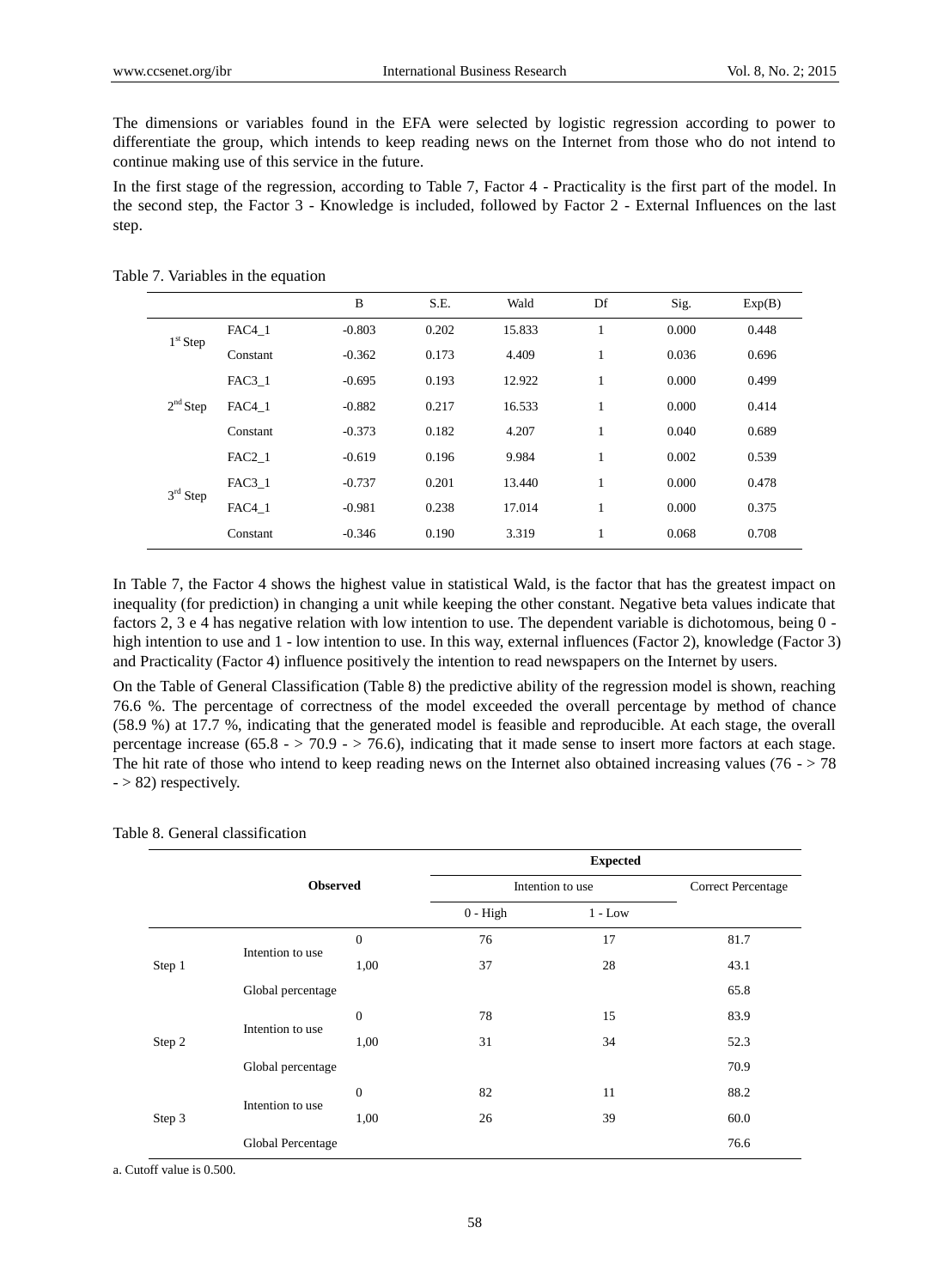The dimensions or variables found in the EFA were selected by logistic regression according to power to differentiate the group, which intends to keep reading news on the Internet from those who do not intend to continue making use of this service in the future.

In the first stage of the regression, according to Table 7, Factor 4 - Practicality is the first part of the model. In the second step, the Factor 3 - Knowledge is included, followed by Factor 2 - External Influences on the last step.

Table 7. Variables in the equation

| | | B | S.E. | Wald | Df | Sig. | Exp(B) |
|---|---|---|---|---|---|---|---|
| 1st Step | FAC4_1 | -0.803 | 0.202 | 15.833 | 1 | 0.000 | 0.448 |
| | Constant | -0.362 | 0.173 | 4.409 | 1 | 0.036 | 0.696 |
| 2nd Step | FAC3_1 | -0.695 | 0.193 | 12.922 | 1 | 0.000 | 0.499 |
| | FAC4_1 | -0.882 | 0.217 | 16.533 | 1 | 0.000 | 0.414 |
| | Constant | -0.373 | 0.182 | 4.207 | 1 | 0.040 | 0.689 |
| 3rd Step | FAC2_1 | -0.619 | 0.196 | 9.984 | 1 | 0.002 | 0.539 |
| | FAC3_1 | -0.737 | 0.201 | 13.440 | 1 | 0.000 | 0.478 |
| | FAC4_1 | -0.981 | 0.238 | 17.014 | 1 | 0.000 | 0.375 |
| | Constant | -0.346 | 0.190 | 3.319 | 1 | 0.068 | 0.708 |

In Table 7, the Factor 4 shows the highest value in statistical Wald, is the factor that has the greatest impact on inequality (for prediction) in changing a unit while keeping the other constant. Negative beta values indicate that factors 2, 3 e 4 has negative relation with low intention to use. The dependent variable is dichotomous, being 0 - high intention to use and 1 - low intention to use. In this way, external influences (Factor 2), knowledge (Factor 3) and Practicality (Factor 4) influence positively the intention to read newspapers on the Internet by users.

On the Table of General Classification (Table 8) the predictive ability of the regression model is shown, reaching 76.6 %. The percentage of correctness of the model exceeded the overall percentage by method of chance (58.9 %) at 17.7 %, indicating that the generated model is feasible and reproducible. At each stage, the overall percentage increase (65.8 - > 70.9 - > 76.6), indicating that it made sense to insert more factors at each stage. The hit rate of those who intend to keep reading news on the Internet also obtained increasing values (76 - > 78 - > 82) respectively.

Table 8. General classification

| Observed | | | Expected | | |
|---|---|---|---|---|---|
| | | | Intention to use | | Correct Percentage |
| | | | 0 - High | 1 - Low | |
| Step 1 | Intention to use | 0 | 76 | 17 | 81.7 |
| | | 1,00 | 37 | 28 | 43.1 |
| | Global percentage | | | | 65.8 |
| Step 2 | Intention to use | 0 | 78 | 15 | 83.9 |
| | | 1,00 | 31 | 34 | 52.3 |
| | Global percentage | | | | 70.9 |
| Step 3 | Intention to use | 0 | 82 | 11 | 88.2 |
| | | 1,00 | 26 | 39 | 60.0 |
| | Global Percentage | | | | 76.6 |

a. Cutoff value is 0.500.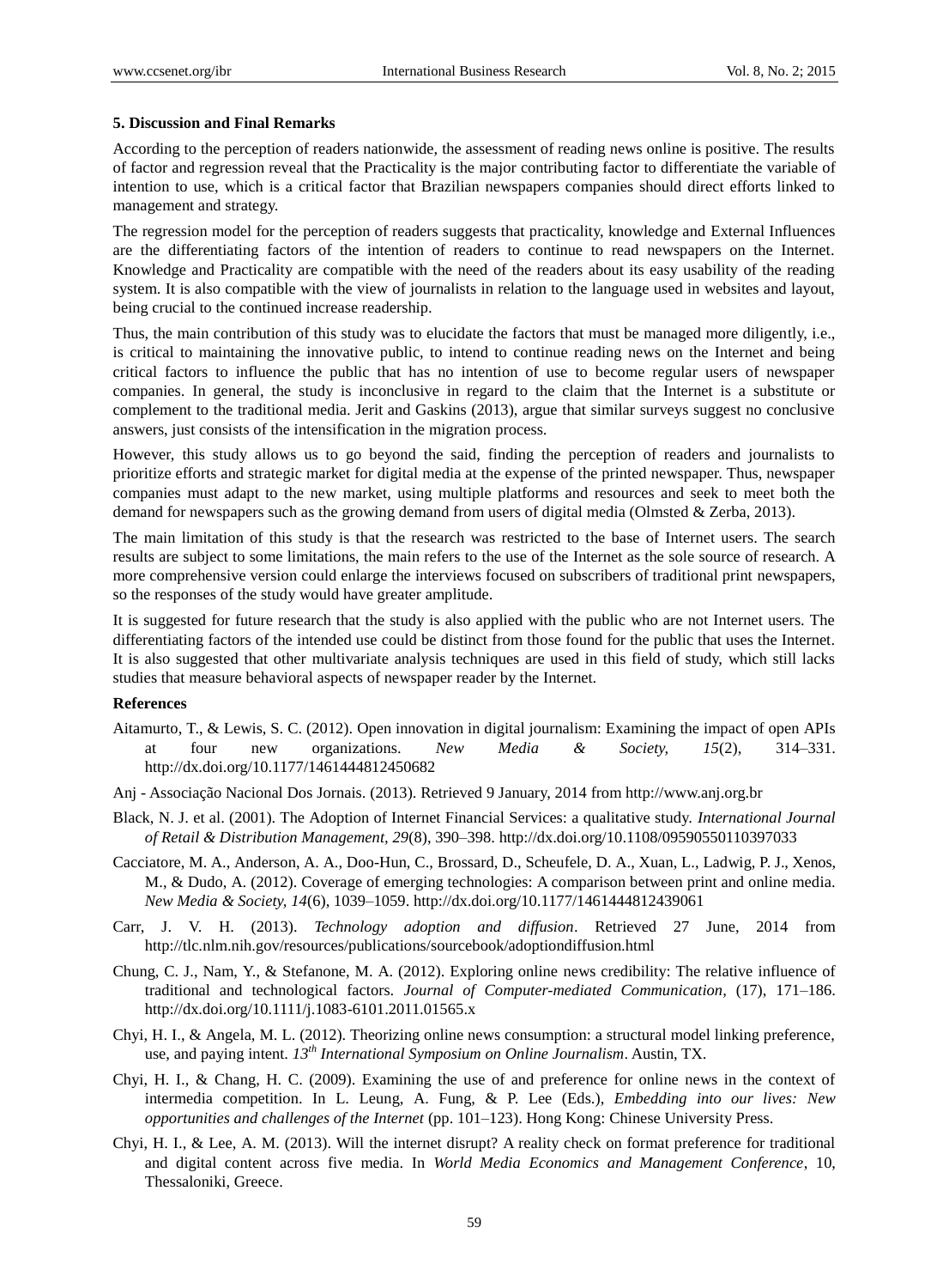### 5. Discussion and Final Remarks

According to the perception of readers nationwide, the assessment of reading news online is positive. The results of factor and regression reveal that the Practicality is the major contributing factor to differentiate the variable of intention to use, which is a critical factor that Brazilian newspapers companies should direct efforts linked to management and strategy.

The regression model for the perception of readers suggests that practicality, knowledge and External Influences are the differentiating factors of the intention of readers to continue to read newspapers on the Internet. Knowledge and Practicality are compatible with the need of the readers about its easy usability of the reading system. It is also compatible with the view of journalists in relation to the language used in websites and layout, being crucial to the continued increase readership.

Thus, the main contribution of this study was to elucidate the factors that must be managed more diligently, i.e., is critical to maintaining the innovative public, to intend to continue reading news on the Internet and being critical factors to influence the public that has no intention of use to become regular users of newspaper companies. In general, the study is inconclusive in regard to the claim that the Internet is a substitute or complement to the traditional media. Jerit and Gaskins (2013), argue that similar surveys suggest no conclusive answers, just consists of the intensification in the migration process.

However, this study allows us to go beyond the said, finding the perception of readers and journalists to prioritize efforts and strategic market for digital media at the expense of the printed newspaper. Thus, newspaper companies must adapt to the new market, using multiple platforms and resources and seek to meet both the demand for newspapers such as the growing demand from users of digital media (Olmsted & Zerba, 2013).

The main limitation of this study is that the research was restricted to the base of Internet users. The search results are subject to some limitations, the main refers to the use of the Internet as the sole source of research. A more comprehensive version could enlarge the interviews focused on subscribers of traditional print newspapers, so the responses of the study would have greater amplitude.

It is suggested for future research that the study is also applied with the public who are not Internet users. The differentiating factors of the intended use could be distinct from those found for the public that uses the Internet. It is also suggested that other multivariate analysis techniques are used in this field of study, which still lacks studies that measure behavioral aspects of newspaper reader by the Internet.

### References

Aitamurto, T., & Lewis, S. C. (2012). Open innovation in digital journalism: Examining the impact of open APIs at four new organizations. *New Media & Society, 15*(2), 314–331. http://dx.doi.org/10.1177/1461444812450682

Anj - Associação Nacional Dos Jornais. (2013). Retrieved 9 January, 2014 from http://www.anj.org.br

Black, N. J. et al. (2001). The Adoption of Internet Financial Services: a qualitative study. *International Journal of Retail & Distribution Management, 29*(8), 390–398. http://dx.doi.org/10.1108/09590550110397033

Cacciatore, M. A., Anderson, A. A., Doo-Hun, C., Brossard, D., Scheufele, D. A., Xuan, L., Ladwig, P. J., Xenos, M., & Dudo, A. (2012). Coverage of emerging technologies: A comparison between print and online media. *New Media & Society, 14*(6), 1039–1059. http://dx.doi.org/10.1177/1461444812439061

Carr, J. V. H. (2013). *Technology adoption and diffusion*. Retrieved 27 June, 2014 from http://tlc.nlm.nih.gov/resources/publications/sourcebook/adoptiondiffusion.html

Chung, C. J., Nam, Y., & Stefanone, M. A. (2012). Exploring online news credibility: The relative influence of traditional and technological factors. *Journal of Computer-mediated Communication*, (17), 171–186. http://dx.doi.org/10.1111/j.1083-6101.2011.01565.x

Chyi, H. I., & Angela, M. L. (2012). Theorizing online news consumption: a structural model linking preference, use, and paying intent. *13th International Symposium on Online Journalism*. Austin, TX.

Chyi, H. I., & Chang, H. C. (2009). Examining the use of and preference for online news in the context of intermedia competition. In L. Leung, A. Fung, & P. Lee (Eds.), *Embedding into our lives: New opportunities and challenges of the Internet* (pp. 101–123). Hong Kong: Chinese University Press.

Chyi, H. I., & Lee, A. M. (2013). Will the internet disrupt? A reality check on format preference for traditional and digital content across five media. In *World Media Economics and Management Conference*, 10, Thessaloniki, Greece.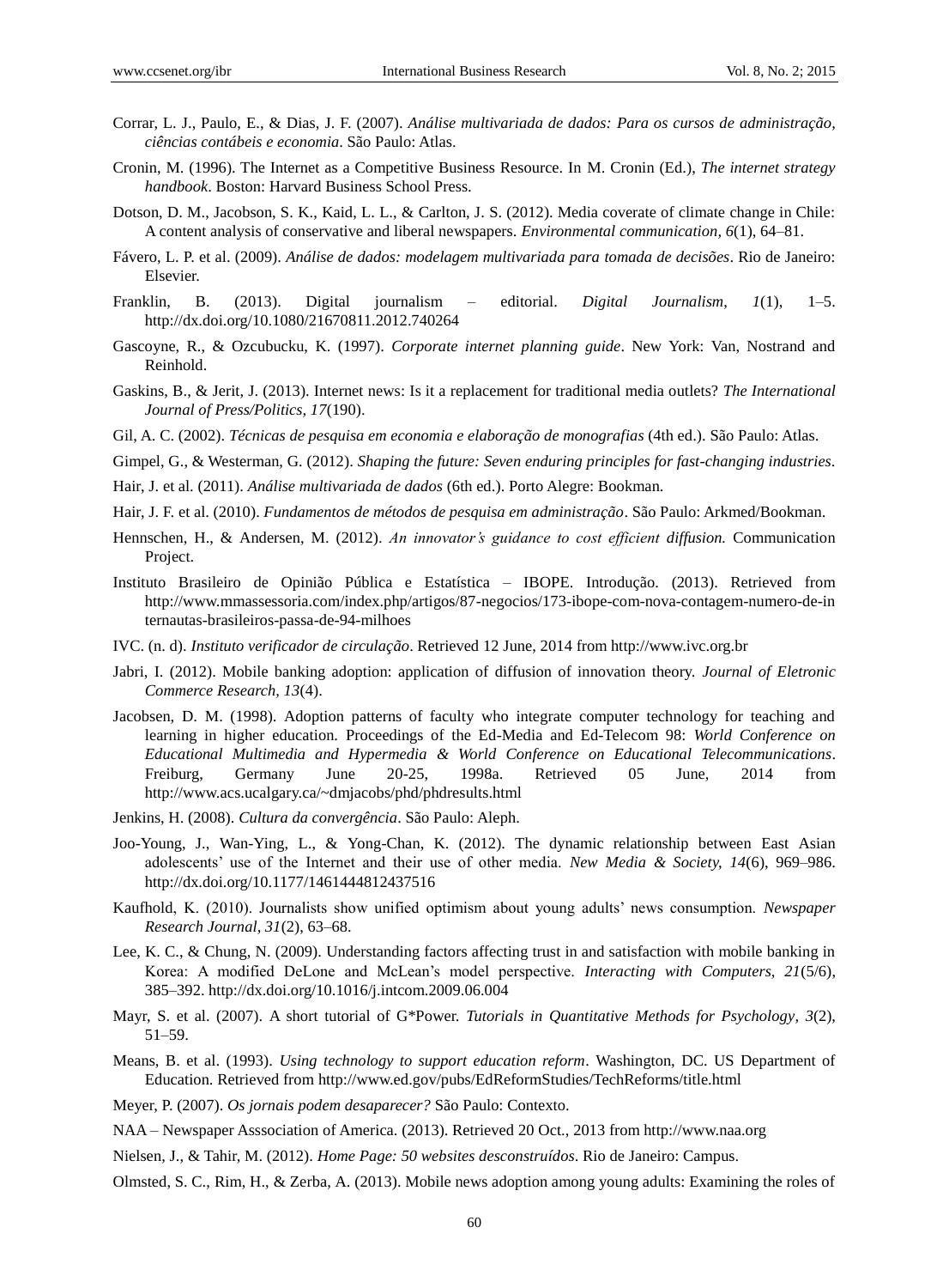Corrar, L. J., Paulo, E., & Dias, J. F. (2007). *Análise multivariada de dados: Para os cursos de administração, ciências contábeis e economia*. São Paulo: Atlas.

Cronin, M. (1996). The Internet as a Competitive Business Resource. In M. Cronin (Ed.), *The internet strategy handbook*. Boston: Harvard Business School Press.

Dotson, D. M., Jacobson, S. K., Kaid, L. L., & Carlton, J. S. (2012). Media coverate of climate change in Chile: A content analysis of conservative and liberal newspapers. *Environmental communication, 6*(1), 64–81.

Fávero, L. P. et al. (2009). *Análise de dados: modelagem multivariada para tomada de decisões*. Rio de Janeiro: Elsevier.

Franklin, B. (2013). Digital journalism – editorial. *Digital Journalism, 1*(1), 1–5. http://dx.doi.org/10.1080/21670811.2012.740264

Gascoyne, R., & Ozcubucku, K. (1997). *Corporate internet planning guide*. New York: Van, Nostrand and Reinhold.

Gaskins, B., & Jerit, J. (2013). Internet news: Is it a replacement for traditional media outlets? *The International Journal of Press/Politics, 17*(190).

Gil, A. C. (2002). *Técnicas de pesquisa em economia e elaboração de monografias* (4th ed.). São Paulo: Atlas.

Gimpel, G., & Westerman, G. (2012). *Shaping the future: Seven enduring principles for fast-changing industries*.

Hair, J. et al. (2011). *Análise multivariada de dados* (6th ed.). Porto Alegre: Bookman.

Hair, J. F. et al. (2010). *Fundamentos de métodos de pesquisa em administração*. São Paulo: Arkmed/Bookman.

Hennschen, H., & Andersen, M. (2012). *An innovator's guidance to cost efficient diffusion.* Communication Project.

Instituto Brasileiro de Opinião Pública e Estatística – IBOPE. Introdução. (2013). Retrieved from http://www.mmassessoria.com/index.php/artigos/87-negocios/173-ibope-com-nova-contagem-numero-de-internautas-brasileiros-passa-de-94-milhoes

IVC. (n. d). *Instituto verificador de circulação*. Retrieved 12 June, 2014 from http://www.ivc.org.br

Jabri, I. (2012). Mobile banking adoption: application of diffusion of innovation theory. *Journal of Eletronic Commerce Research, 13*(4).

Jacobsen, D. M. (1998). Adoption patterns of faculty who integrate computer technology for teaching and learning in higher education. Proceedings of the Ed-Media and Ed-Telecom 98: *World Conference on Educational Multimedia and Hypermedia & World Conference on Educational Telecommunications*. Freiburg, Germany June 20-25, 1998a. Retrieved 05 June, 2014 from http://www.acs.ucalgary.ca/~dmjacobs/phd/phdresults.html

Jenkins, H. (2008). *Cultura da convergência*. São Paulo: Aleph.

Joo-Young, J., Wan-Ying, L., & Yong-Chan, K. (2012). The dynamic relationship between East Asian adolescents' use of the Internet and their use of other media. *New Media & Society, 14*(6), 969–986. http://dx.doi.org/10.1177/1461444812437516

Kaufhold, K. (2010). Journalists show unified optimism about young adults' news consumption. *Newspaper Research Journal, 31*(2), 63–68.

Lee, K. C., & Chung, N. (2009). Understanding factors affecting trust in and satisfaction with mobile banking in Korea: A modified DeLone and McLean's model perspective. *Interacting with Computers, 21*(5/6), 385–392. http://dx.doi.org/10.1016/j.intcom.2009.06.004

Mayr, S. et al. (2007). A short tutorial of G*Power. *Tutorials in Quantitative Methods for Psychology, 3*(2), 51–59.

Means, B. et al. (1993). *Using technology to support education reform*. Washington, DC. US Department of Education. Retrieved from http://www.ed.gov/pubs/EdReformStudies/TechReforms/title.html

Meyer, P. (2007). *Os jornais podem desaparecer?* São Paulo: Contexto.

NAA – Newspaper Asssociation of America. (2013). Retrieved 20 Oct., 2013 from http://www.naa.org

Nielsen, J., & Tahir, M. (2012). *Home Page: 50 websites desconstruídos*. Rio de Janeiro: Campus.

Olmsted, S. C., Rim, H., & Zerba, A. (2013). Mobile news adoption among young adults: Examining the roles of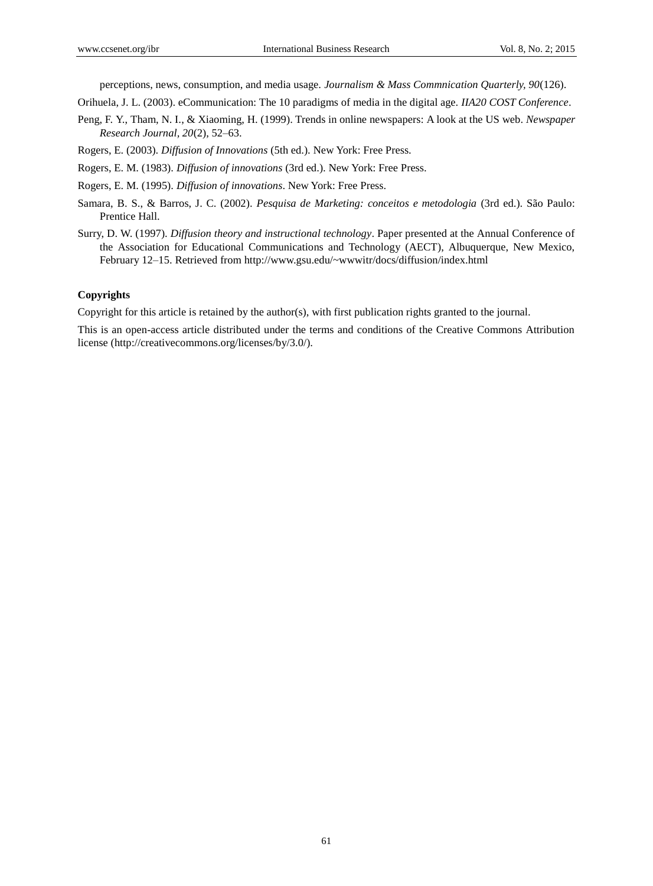perceptions, news, consumption, and media usage. *Journalism & Mass Commnication Quarterly, 90*(126).

Orihuela, J. L. (2003). eCommunication: The 10 paradigms of media in the digital age. *IIA20 COST Conference*.

Peng, F. Y., Tham, N. I., & Xiaoming, H. (1999). Trends in online newspapers: A look at the US web. *Newspaper Research Journal, 20*(2), 52–63.

Rogers, E. (2003). *Diffusion of Innovations* (5th ed.). New York: Free Press.

Rogers, E. M. (1983). *Diffusion of innovations* (3rd ed.). New York: Free Press.

Rogers, E. M. (1995). *Diffusion of innovations*. New York: Free Press.

Samara, B. S., & Barros, J. C. (2002). *Pesquisa de Marketing: conceitos e metodologia* (3rd ed.). São Paulo: Prentice Hall.

Surry, D. W. (1997). *Diffusion theory and instructional technology*. Paper presented at the Annual Conference of the Association for Educational Communications and Technology (AECT), Albuquerque, New Mexico, February 12–15. Retrieved from http://www.gsu.edu/~wwwitr/docs/diffusion/index.html

## Copyrights

Copyright for this article is retained by the author(s), with first publication rights granted to the journal.

This is an open-access article distributed under the terms and conditions of the Creative Commons Attribution license (http://creativecommons.org/licenses/by/3.0/).